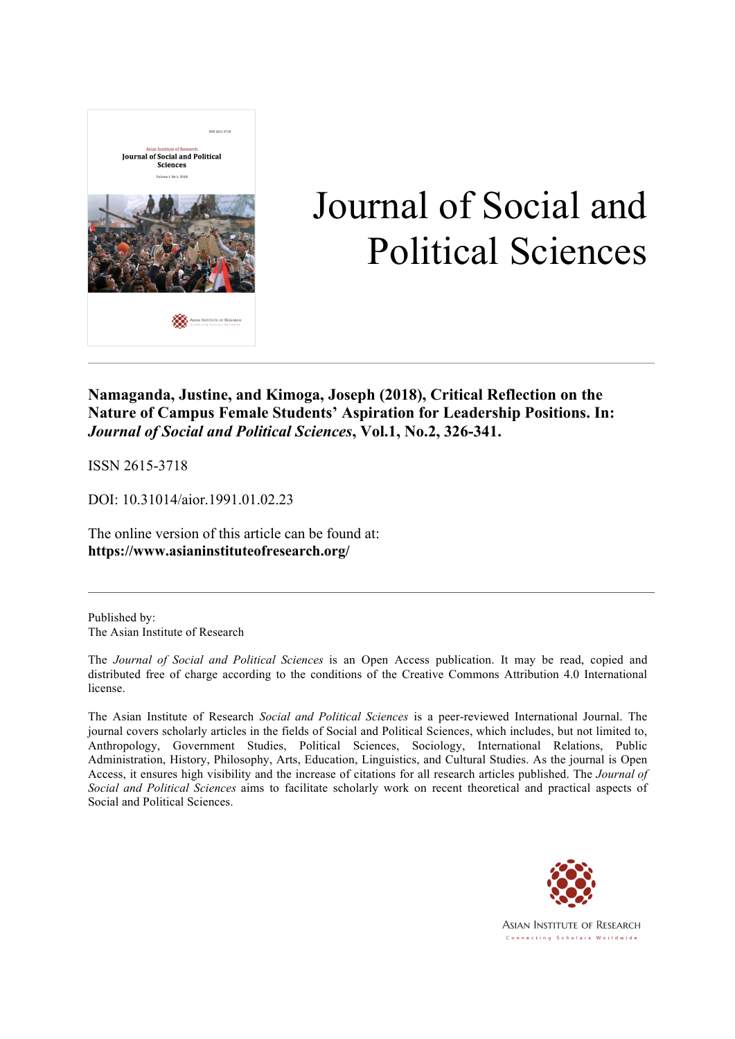# Journal of Social and Political Sciences

**Namaganda, Justine, and Kimoga, Joseph (2018), Critical Reflection on the Nature of Campus Female Students' Aspiration for Leadership Positions. In: *Journal of Social and Political Sciences*, Vol.1, No.2, 326-341.**

ISSN 2615-3718

DOI: 10.31014/aior.1991.01.02.23

The online version of this article can be found at:
**https://www.asianinstituteofresearch.org/**

---

Published by:
The Asian Institute of Research

The *Journal of Social and Political Sciences* is an Open Access publication. It may be read, copied and distributed free of charge according to the conditions of the Creative Commons Attribution 4.0 International license.

The Asian Institute of Research *Social and Political Sciences* is a peer-reviewed International Journal. The journal covers scholarly articles in the fields of Social and Political Sciences, which includes, but not limited to, Anthropology, Government Studies, Political Sciences, Sociology, International Relations, Public Administration, History, Philosophy, Arts, Education, Linguistics, and Cultural Studies. As the journal is Open Access, it ensures high visibility and the increase of citations for all research articles published. The *Journal of Social and Political Sciences* aims to facilitate scholarly work on recent theoretical and practical aspects of Social and Political Sciences.

ASIAN INSTITUTE OF RESEARCH
Connecting Scholars Worldwide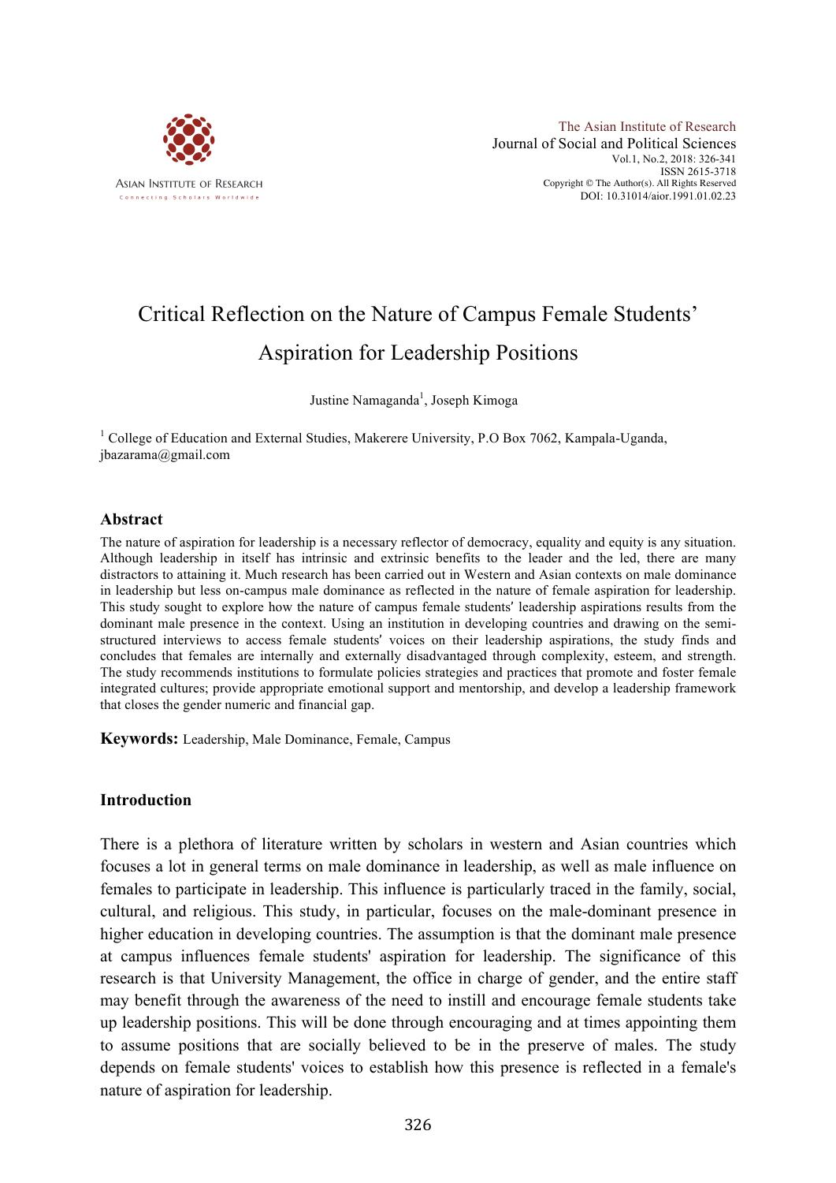# Critical Reflection on the Nature of Campus Female Students' Aspiration for Leadership Positions

Justine Namaganda[1], Joseph Kimoga

[1] College of Education and External Studies, Makerere University, P.O Box 7062, Kampala-Uganda, jbazarama@gmail.com

## Abstract

The nature of aspiration for leadership is a necessary reflector of democracy, equality and equity is any situation. Although leadership in itself has intrinsic and extrinsic benefits to the leader and the led, there are many distractors to attaining it. Much research has been carried out in Western and Asian contexts on male dominance in leadership but less on-campus male dominance as reflected in the nature of female aspiration for leadership. This study sought to explore how the nature of campus female students′ leadership aspirations results from the dominant male presence in the context. Using an institution in developing countries and drawing on the semi-structured interviews to access female students′ voices on their leadership aspirations, the study finds and concludes that females are internally and externally disadvantaged through complexity, esteem, and strength. The study recommends institutions to formulate policies strategies and practices that promote and foster female integrated cultures; provide appropriate emotional support and mentorship, and develop a leadership framework that closes the gender numeric and financial gap.

**Keywords:** Leadership, Male Dominance, Female, Campus

## Introduction

There is a plethora of literature written by scholars in western and Asian countries which focuses a lot in general terms on male dominance in leadership, as well as male influence on females to participate in leadership. This influence is particularly traced in the family, social, cultural, and religious. This study, in particular, focuses on the male-dominant presence in higher education in developing countries. The assumption is that the dominant male presence at campus influences female students' aspiration for leadership. The significance of this research is that University Management, the office in charge of gender, and the entire staff may benefit through the awareness of the need to instill and encourage female students take up leadership positions. This will be done through encouraging and at times appointing them to assume positions that are socially believed to be in the preserve of males. The study depends on female students' voices to establish how this presence is reflected in a female's nature of aspiration for leadership.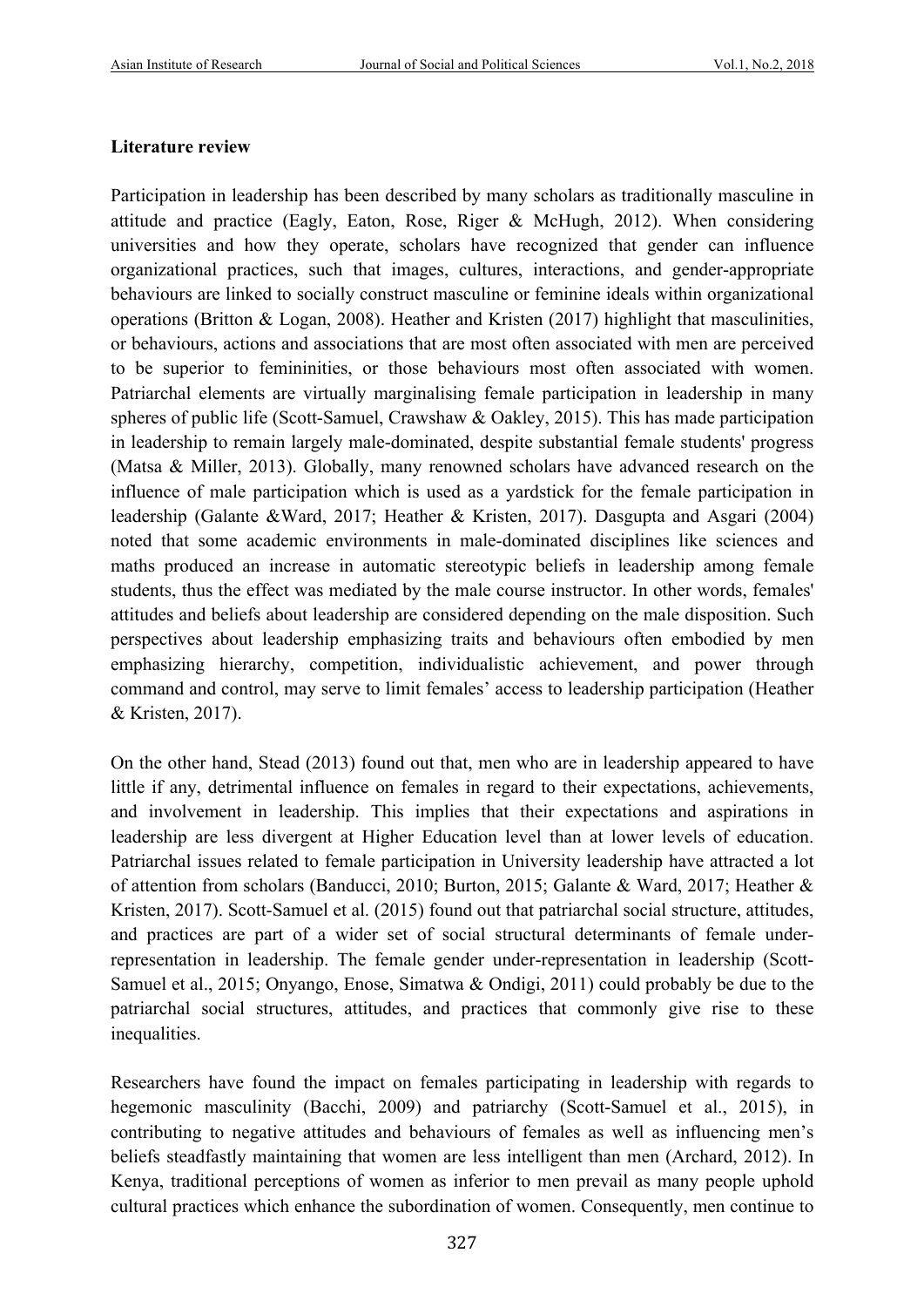**Literature review**

Participation in leadership has been described by many scholars as traditionally masculine in attitude and practice (Eagly, Eaton, Rose, Riger & McHugh, 2012). When considering universities and how they operate, scholars have recognized that gender can influence organizational practices, such that images, cultures, interactions, and gender-appropriate behaviours are linked to socially construct masculine or feminine ideals within organizational operations (Britton & Logan, 2008). Heather and Kristen (2017) highlight that masculinities, or behaviours, actions and associations that are most often associated with men are perceived to be superior to femininities, or those behaviours most often associated with women. Patriarchal elements are virtually marginalising female participation in leadership in many spheres of public life (Scott-Samuel, Crawshaw & Oakley, 2015). This has made participation in leadership to remain largely male-dominated, despite substantial female students' progress (Matsa & Miller, 2013). Globally, many renowned scholars have advanced research on the influence of male participation which is used as a yardstick for the female participation in leadership (Galante &Ward, 2017; Heather & Kristen, 2017). Dasgupta and Asgari (2004) noted that some academic environments in male-dominated disciplines like sciences and maths produced an increase in automatic stereotypic beliefs in leadership among female students, thus the effect was mediated by the male course instructor. In other words, females' attitudes and beliefs about leadership are considered depending on the male disposition. Such perspectives about leadership emphasizing traits and behaviours often embodied by men emphasizing hierarchy, competition, individualistic achievement, and power through command and control, may serve to limit females' access to leadership participation (Heather & Kristen, 2017).

On the other hand, Stead (2013) found out that, men who are in leadership appeared to have little if any, detrimental influence on females in regard to their expectations, achievements, and involvement in leadership. This implies that their expectations and aspirations in leadership are less divergent at Higher Education level than at lower levels of education. Patriarchal issues related to female participation in University leadership have attracted a lot of attention from scholars (Banducci, 2010; Burton, 2015; Galante & Ward, 2017; Heather & Kristen, 2017). Scott-Samuel et al. (2015) found out that patriarchal social structure, attitudes, and practices are part of a wider set of social structural determinants of female under-representation in leadership. The female gender under-representation in leadership (Scott-Samuel et al., 2015; Onyango, Enose, Simatwa & Ondigi, 2011) could probably be due to the patriarchal social structures, attitudes, and practices that commonly give rise to these inequalities.

Researchers have found the impact on females participating in leadership with regards to hegemonic masculinity (Bacchi, 2009) and patriarchy (Scott-Samuel et al., 2015), in contributing to negative attitudes and behaviours of females as well as influencing men's beliefs steadfastly maintaining that women are less intelligent than men (Archard, 2012). In Kenya, traditional perceptions of women as inferior to men prevail as many people uphold cultural practices which enhance the subordination of women. Consequently, men continue to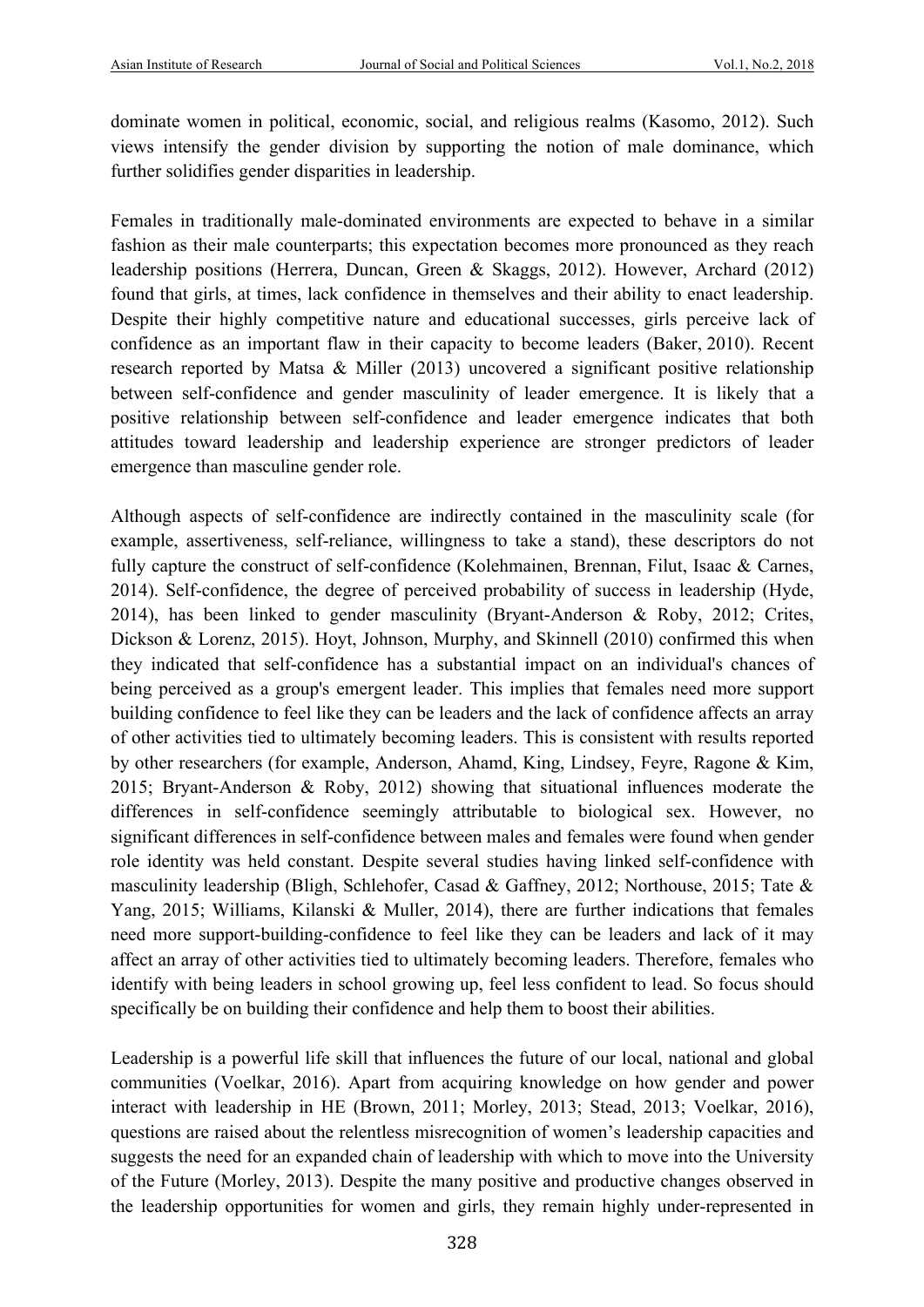dominate women in political, economic, social, and religious realms (Kasomo, 2012). Such views intensify the gender division by supporting the notion of male dominance, which further solidifies gender disparities in leadership.

Females in traditionally male-dominated environments are expected to behave in a similar fashion as their male counterparts; this expectation becomes more pronounced as they reach leadership positions (Herrera, Duncan, Green & Skaggs, 2012). However, Archard (2012) found that girls, at times, lack confidence in themselves and their ability to enact leadership. Despite their highly competitive nature and educational successes, girls perceive lack of confidence as an important flaw in their capacity to become leaders (Baker, 2010). Recent research reported by Matsa & Miller (2013) uncovered a significant positive relationship between self-confidence and gender masculinity of leader emergence. It is likely that a positive relationship between self-confidence and leader emergence indicates that both attitudes toward leadership and leadership experience are stronger predictors of leader emergence than masculine gender role.

Although aspects of self-confidence are indirectly contained in the masculinity scale (for example, assertiveness, self-reliance, willingness to take a stand), these descriptors do not fully capture the construct of self-confidence (Kolehmainen, Brennan, Filut, Isaac & Carnes, 2014). Self-confidence, the degree of perceived probability of success in leadership (Hyde, 2014), has been linked to gender masculinity (Bryant-Anderson & Roby, 2012; Crites, Dickson & Lorenz, 2015). Hoyt, Johnson, Murphy, and Skinnell (2010) confirmed this when they indicated that self-confidence has a substantial impact on an individual's chances of being perceived as a group's emergent leader. This implies that females need more support building confidence to feel like they can be leaders and the lack of confidence affects an array of other activities tied to ultimately becoming leaders. This is consistent with results reported by other researchers (for example, Anderson, Ahamd, King, Lindsey, Feyre, Ragone & Kim, 2015; Bryant-Anderson & Roby, 2012) showing that situational influences moderate the differences in self-confidence seemingly attributable to biological sex. However, no significant differences in self-confidence between males and females were found when gender role identity was held constant. Despite several studies having linked self-confidence with masculinity leadership (Bligh, Schlehofer, Casad & Gaffney, 2012; Northouse, 2015; Tate & Yang, 2015; Williams, Kilanski & Muller, 2014), there are further indications that females need more support-building-confidence to feel like they can be leaders and lack of it may affect an array of other activities tied to ultimately becoming leaders. Therefore, females who identify with being leaders in school growing up, feel less confident to lead. So focus should specifically be on building their confidence and help them to boost their abilities.

Leadership is a powerful life skill that influences the future of our local, national and global communities (Voelkar, 2016). Apart from acquiring knowledge on how gender and power interact with leadership in HE (Brown, 2011; Morley, 2013; Stead, 2013; Voelkar, 2016), questions are raised about the relentless misrecognition of women's leadership capacities and suggests the need for an expanded chain of leadership with which to move into the University of the Future (Morley, 2013). Despite the many positive and productive changes observed in the leadership opportunities for women and girls, they remain highly under-represented in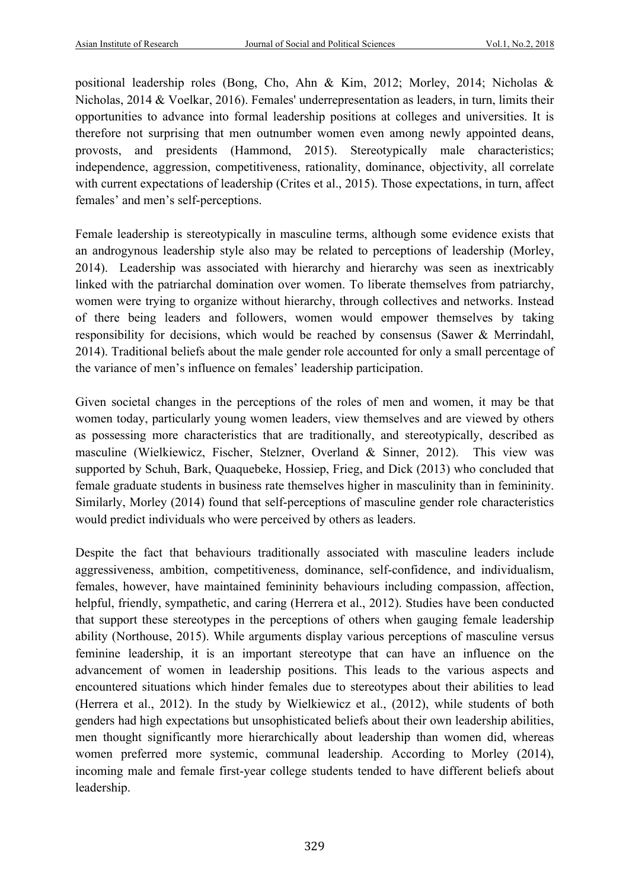positional leadership roles (Bong, Cho, Ahn & Kim, 2012; Morley, 2014; Nicholas & Nicholas, 2014 & Voelkar, 2016). Females' underrepresentation as leaders, in turn, limits their opportunities to advance into formal leadership positions at colleges and universities. It is therefore not surprising that men outnumber women even among newly appointed deans, provosts, and presidents (Hammond, 2015). Stereotypically male characteristics; independence, aggression, competitiveness, rationality, dominance, objectivity, all correlate with current expectations of leadership (Crites et al., 2015). Those expectations, in turn, affect females' and men's self-perceptions.

Female leadership is stereotypically in masculine terms, although some evidence exists that an androgynous leadership style also may be related to perceptions of leadership (Morley, 2014). Leadership was associated with hierarchy and hierarchy was seen as inextricably linked with the patriarchal domination over women. To liberate themselves from patriarchy, women were trying to organize without hierarchy, through collectives and networks. Instead of there being leaders and followers, women would empower themselves by taking responsibility for decisions, which would be reached by consensus (Sawer & Merrindahl, 2014). Traditional beliefs about the male gender role accounted for only a small percentage of the variance of men's influence on females' leadership participation.

Given societal changes in the perceptions of the roles of men and women, it may be that women today, particularly young women leaders, view themselves and are viewed by others as possessing more characteristics that are traditionally, and stereotypically, described as masculine (Wielkiewicz, Fischer, Stelzner, Overland & Sinner, 2012). This view was supported by Schuh, Bark, Quaquebeke, Hossiep, Frieg, and Dick (2013) who concluded that female graduate students in business rate themselves higher in masculinity than in femininity. Similarly, Morley (2014) found that self-perceptions of masculine gender role characteristics would predict individuals who were perceived by others as leaders.

Despite the fact that behaviours traditionally associated with masculine leaders include aggressiveness, ambition, competitiveness, dominance, self-confidence, and individualism, females, however, have maintained femininity behaviours including compassion, affection, helpful, friendly, sympathetic, and caring (Herrera et al., 2012). Studies have been conducted that support these stereotypes in the perceptions of others when gauging female leadership ability (Northouse, 2015). While arguments display various perceptions of masculine versus feminine leadership, it is an important stereotype that can have an influence on the advancement of women in leadership positions. This leads to the various aspects and encountered situations which hinder females due to stereotypes about their abilities to lead (Herrera et al., 2012). In the study by Wielkiewicz et al., (2012), while students of both genders had high expectations but unsophisticated beliefs about their own leadership abilities, men thought significantly more hierarchically about leadership than women did, whereas women preferred more systemic, communal leadership. According to Morley (2014), incoming male and female first-year college students tended to have different beliefs about leadership.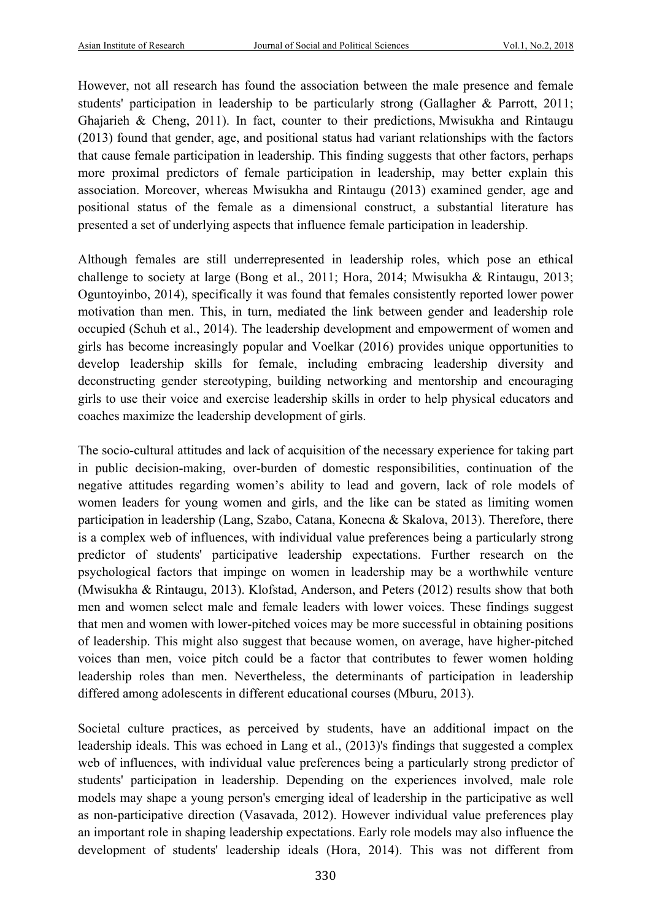However, not all research has found the association between the male presence and female students' participation in leadership to be particularly strong (Gallagher & Parrott, 2011; Ghajarieh & Cheng, 2011). In fact, counter to their predictions, Mwisukha and Rintaugu (2013) found that gender, age, and positional status had variant relationships with the factors that cause female participation in leadership. This finding suggests that other factors, perhaps more proximal predictors of female participation in leadership, may better explain this association. Moreover, whereas Mwisukha and Rintaugu (2013) examined gender, age and positional status of the female as a dimensional construct, a substantial literature has presented a set of underlying aspects that influence female participation in leadership.

Although females are still underrepresented in leadership roles, which pose an ethical challenge to society at large (Bong et al., 2011; Hora, 2014; Mwisukha & Rintaugu, 2013; Oguntoyinbo, 2014), specifically it was found that females consistently reported lower power motivation than men. This, in turn, mediated the link between gender and leadership role occupied (Schuh et al., 2014). The leadership development and empowerment of women and girls has become increasingly popular and Voelkar (2016) provides unique opportunities to develop leadership skills for female, including embracing leadership diversity and deconstructing gender stereotyping, building networking and mentorship and encouraging girls to use their voice and exercise leadership skills in order to help physical educators and coaches maximize the leadership development of girls.

The socio-cultural attitudes and lack of acquisition of the necessary experience for taking part in public decision-making, over-burden of domestic responsibilities, continuation of the negative attitudes regarding women's ability to lead and govern, lack of role models of women leaders for young women and girls, and the like can be stated as limiting women participation in leadership (Lang, Szabo, Catana, Konecna & Skalova, 2013). Therefore, there is a complex web of influences, with individual value preferences being a particularly strong predictor of students' participative leadership expectations. Further research on the psychological factors that impinge on women in leadership may be a worthwhile venture (Mwisukha & Rintaugu, 2013). Klofstad, Anderson, and Peters (2012) results show that both men and women select male and female leaders with lower voices. These findings suggest that men and women with lower-pitched voices may be more successful in obtaining positions of leadership. This might also suggest that because women, on average, have higher-pitched voices than men, voice pitch could be a factor that contributes to fewer women holding leadership roles than men. Nevertheless, the determinants of participation in leadership differed among adolescents in different educational courses (Mburu, 2013).

Societal culture practices, as perceived by students, have an additional impact on the leadership ideals. This was echoed in Lang et al., (2013)'s findings that suggested a complex web of influences, with individual value preferences being a particularly strong predictor of students' participation in leadership. Depending on the experiences involved, male role models may shape a young person's emerging ideal of leadership in the participative as well as non-participative direction (Vasavada, 2012). However individual value preferences play an important role in shaping leadership expectations. Early role models may also influence the development of students' leadership ideals (Hora, 2014). This was not different from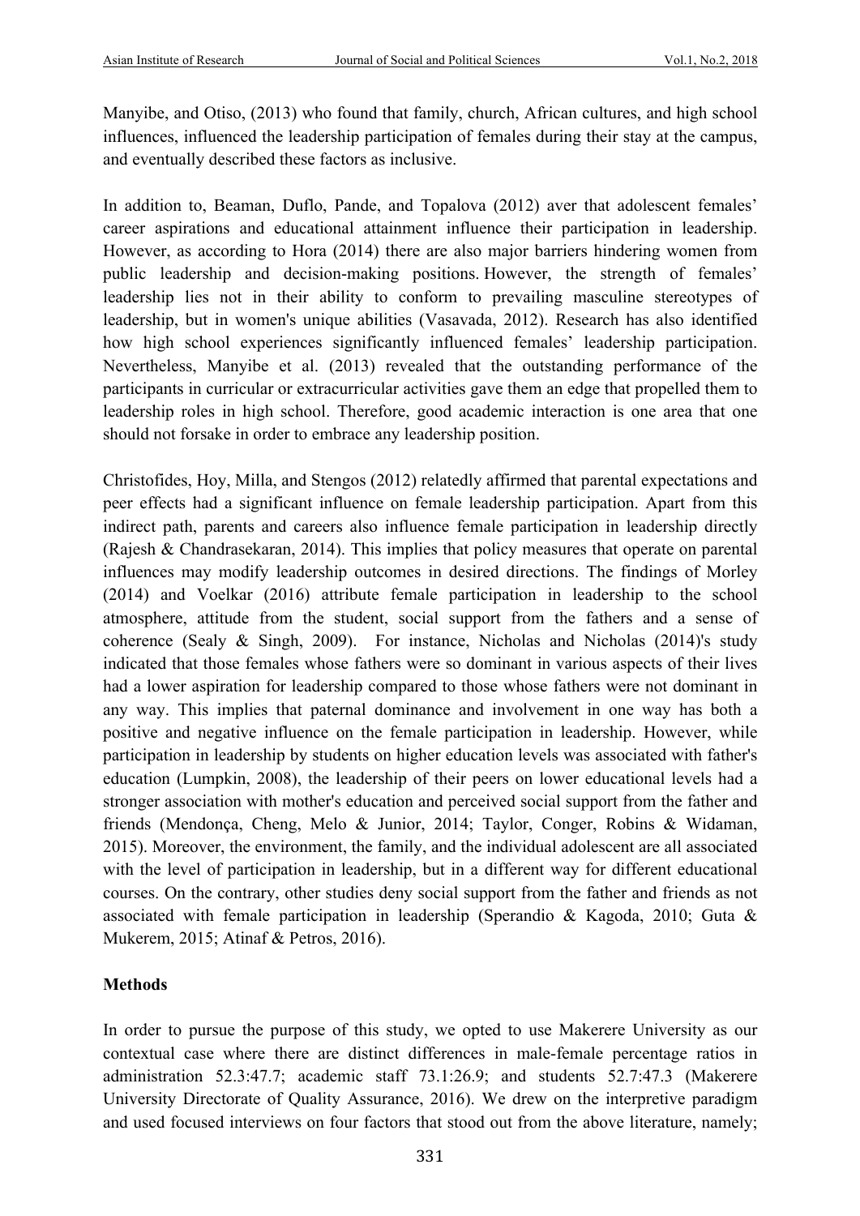Manyibe, and Otiso, (2013) who found that family, church, African cultures, and high school influences, influenced the leadership participation of females during their stay at the campus, and eventually described these factors as inclusive.

In addition to, Beaman, Duflo, Pande, and Topalova (2012) aver that adolescent females' career aspirations and educational attainment influence their participation in leadership. However, as according to Hora (2014) there are also major barriers hindering women from public leadership and decision-making positions. However, the strength of females' leadership lies not in their ability to conform to prevailing masculine stereotypes of leadership, but in women's unique abilities (Vasavada, 2012). Research has also identified how high school experiences significantly influenced females' leadership participation. Nevertheless, Manyibe et al. (2013) revealed that the outstanding performance of the participants in curricular or extracurricular activities gave them an edge that propelled them to leadership roles in high school. Therefore, good academic interaction is one area that one should not forsake in order to embrace any leadership position.

Christofides, Hoy, Milla, and Stengos (2012) relatedly affirmed that parental expectations and peer effects had a significant influence on female leadership participation. Apart from this indirect path, parents and careers also influence female participation in leadership directly (Rajesh & Chandrasekaran, 2014). This implies that policy measures that operate on parental influences may modify leadership outcomes in desired directions. The findings of Morley (2014) and Voelkar (2016) attribute female participation in leadership to the school atmosphere, attitude from the student, social support from the fathers and a sense of coherence (Sealy & Singh, 2009). For instance, Nicholas and Nicholas (2014)'s study indicated that those females whose fathers were so dominant in various aspects of their lives had a lower aspiration for leadership compared to those whose fathers were not dominant in any way. This implies that paternal dominance and involvement in one way has both a positive and negative influence on the female participation in leadership. However, while participation in leadership by students on higher education levels was associated with father's education (Lumpkin, 2008), the leadership of their peers on lower educational levels had a stronger association with mother's education and perceived social support from the father and friends (Mendonça, Cheng, Melo & Junior, 2014; Taylor, Conger, Robins & Widaman, 2015). Moreover, the environment, the family, and the individual adolescent are all associated with the level of participation in leadership, but in a different way for different educational courses. On the contrary, other studies deny social support from the father and friends as not associated with female participation in leadership (Sperandio & Kagoda, 2010; Guta & Mukerem, 2015; Atinaf & Petros, 2016).

## Methods

In order to pursue the purpose of this study, we opted to use Makerere University as our contextual case where there are distinct differences in male-female percentage ratios in administration 52.3:47.7; academic staff 73.1:26.9; and students 52.7:47.3 (Makerere University Directorate of Quality Assurance, 2016). We drew on the interpretive paradigm and used focused interviews on four factors that stood out from the above literature, namely;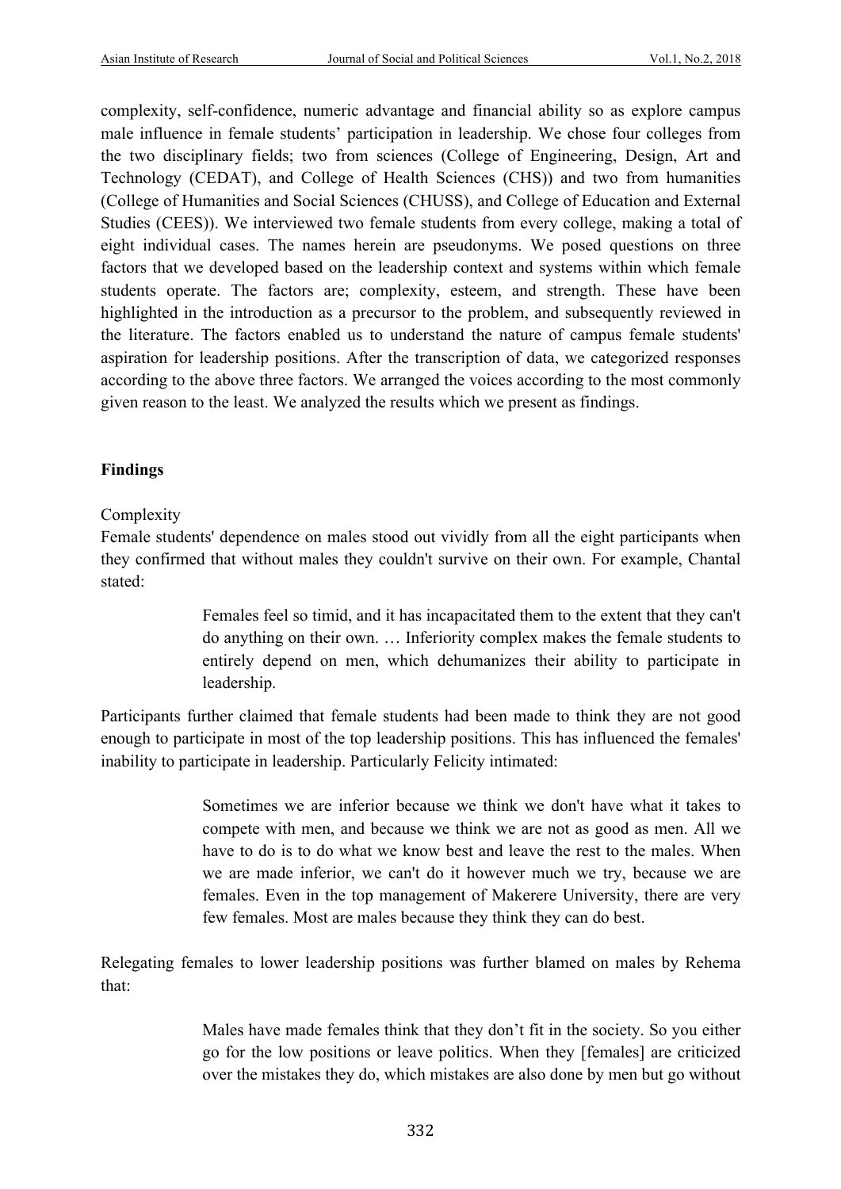complexity, self-confidence, numeric advantage and financial ability so as explore campus male influence in female students' participation in leadership. We chose four colleges from the two disciplinary fields; two from sciences (College of Engineering, Design, Art and Technology (CEDAT), and College of Health Sciences (CHS)) and two from humanities (College of Humanities and Social Sciences (CHUSS), and College of Education and External Studies (CEES)). We interviewed two female students from every college, making a total of eight individual cases. The names herein are pseudonyms. We posed questions on three factors that we developed based on the leadership context and systems within which female students operate. The factors are; complexity, esteem, and strength. These have been highlighted in the introduction as a precursor to the problem, and subsequently reviewed in the literature. The factors enabled us to understand the nature of campus female students' aspiration for leadership positions. After the transcription of data, we categorized responses according to the above three factors. We arranged the voices according to the most commonly given reason to the least. We analyzed the results which we present as findings.

## Findings

### Complexity

Female students' dependence on males stood out vividly from all the eight participants when they confirmed that without males they couldn't survive on their own. For example, Chantal stated:

> Females feel so timid, and it has incapacitated them to the extent that they can't do anything on their own. … Inferiority complex makes the female students to entirely depend on men, which dehumanizes their ability to participate in leadership.

Participants further claimed that female students had been made to think they are not good enough to participate in most of the top leadership positions. This has influenced the females' inability to participate in leadership. Particularly Felicity intimated:

> Sometimes we are inferior because we think we don't have what it takes to compete with men, and because we think we are not as good as men. All we have to do is to do what we know best and leave the rest to the males. When we are made inferior, we can't do it however much we try, because we are females. Even in the top management of Makerere University, there are very few females. Most are males because they think they can do best.

Relegating females to lower leadership positions was further blamed on males by Rehema that:

> Males have made females think that they don't fit in the society. So you either go for the low positions or leave politics. When they [females] are criticized over the mistakes they do, which mistakes are also done by men but go without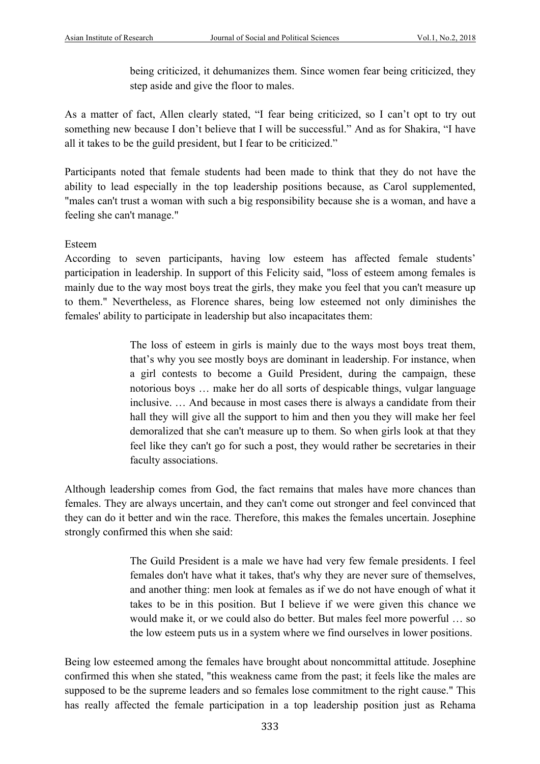> being criticized, it dehumanizes them. Since women fear being criticized, they step aside and give the floor to males.

As a matter of fact, Allen clearly stated, "I fear being criticized, so I can't opt to try out something new because I don't believe that I will be successful." And as for Shakira, "I have all it takes to be the guild president, but I fear to be criticized."

Participants noted that female students had been made to think that they do not have the ability to lead especially in the top leadership positions because, as Carol supplemented, "males can't trust a woman with such a big responsibility because she is a woman, and have a feeling she can't manage."

Esteem

According to seven participants, having low esteem has affected female students' participation in leadership. In support of this Felicity said, "loss of esteem among females is mainly due to the way most boys treat the girls, they make you feel that you can't measure up to them." Nevertheless, as Florence shares, being low esteemed not only diminishes the females' ability to participate in leadership but also incapacitates them:

> The loss of esteem in girls is mainly due to the ways most boys treat them, that's why you see mostly boys are dominant in leadership. For instance, when a girl contests to become a Guild President, during the campaign, these notorious boys … make her do all sorts of despicable things, vulgar language inclusive. … And because in most cases there is always a candidate from their hall they will give all the support to him and then you they will make her feel demoralized that she can't measure up to them. So when girls look at that they feel like they can't go for such a post, they would rather be secretaries in their faculty associations.

Although leadership comes from God, the fact remains that males have more chances than females. They are always uncertain, and they can't come out stronger and feel convinced that they can do it better and win the race. Therefore, this makes the females uncertain. Josephine strongly confirmed this when she said:

> The Guild President is a male we have had very few female presidents. I feel females don't have what it takes, that's why they are never sure of themselves, and another thing: men look at females as if we do not have enough of what it takes to be in this position. But I believe if we were given this chance we would make it, or we could also do better. But males feel more powerful … so the low esteem puts us in a system where we find ourselves in lower positions.

Being low esteemed among the females have brought about noncommittal attitude. Josephine confirmed this when she stated, "this weakness came from the past; it feels like the males are supposed to be the supreme leaders and so females lose commitment to the right cause." This has really affected the female participation in a top leadership position just as Rehama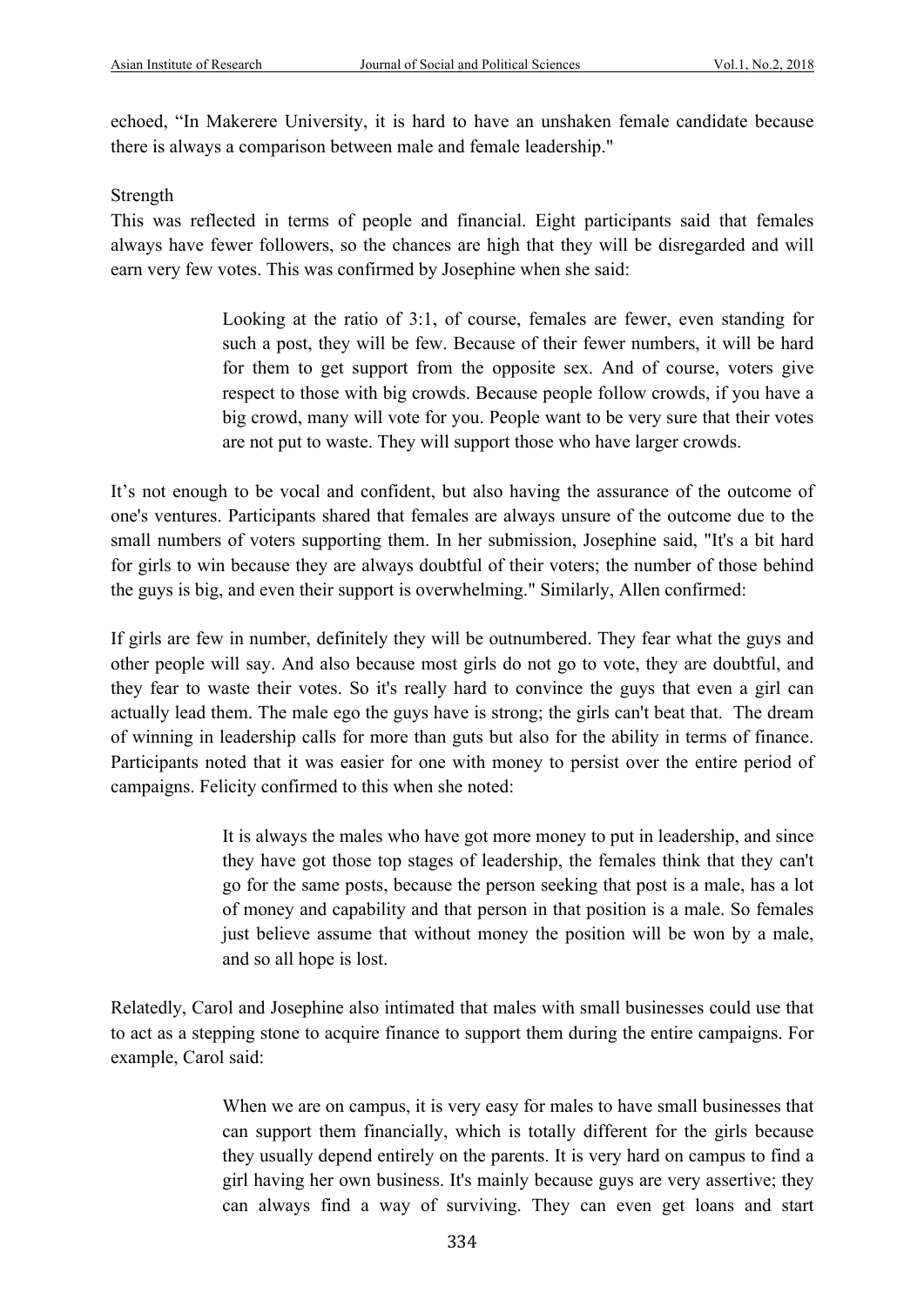echoed, "In Makerere University, it is hard to have an unshaken female candidate because there is always a comparison between male and female leadership."

Strength

This was reflected in terms of people and financial. Eight participants said that females always have fewer followers, so the chances are high that they will be disregarded and will earn very few votes. This was confirmed by Josephine when she said:

> Looking at the ratio of 3:1, of course, females are fewer, even standing for such a post, they will be few. Because of their fewer numbers, it will be hard for them to get support from the opposite sex. And of course, voters give respect to those with big crowds. Because people follow crowds, if you have a big crowd, many will vote for you. People want to be very sure that their votes are not put to waste. They will support those who have larger crowds.

It's not enough to be vocal and confident, but also having the assurance of the outcome of one's ventures. Participants shared that females are always unsure of the outcome due to the small numbers of voters supporting them. In her submission, Josephine said, "It's a bit hard for girls to win because they are always doubtful of their voters; the number of those behind the guys is big, and even their support is overwhelming." Similarly, Allen confirmed:

If girls are few in number, definitely they will be outnumbered. They fear what the guys and other people will say. And also because most girls do not go to vote, they are doubtful, and they fear to waste their votes. So it's really hard to convince the guys that even a girl can actually lead them. The male ego the guys have is strong; the girls can't beat that. The dream of winning in leadership calls for more than guts but also for the ability in terms of finance. Participants noted that it was easier for one with money to persist over the entire period of campaigns. Felicity confirmed to this when she noted:

> It is always the males who have got more money to put in leadership, and since they have got those top stages of leadership, the females think that they can't go for the same posts, because the person seeking that post is a male, has a lot of money and capability and that person in that position is a male. So females just believe assume that without money the position will be won by a male, and so all hope is lost.

Relatedly, Carol and Josephine also intimated that males with small businesses could use that to act as a stepping stone to acquire finance to support them during the entire campaigns. For example, Carol said:

> When we are on campus, it is very easy for males to have small businesses that can support them financially, which is totally different for the girls because they usually depend entirely on the parents. It is very hard on campus to find a girl having her own business. It's mainly because guys are very assertive; they can always find a way of surviving. They can even get loans and start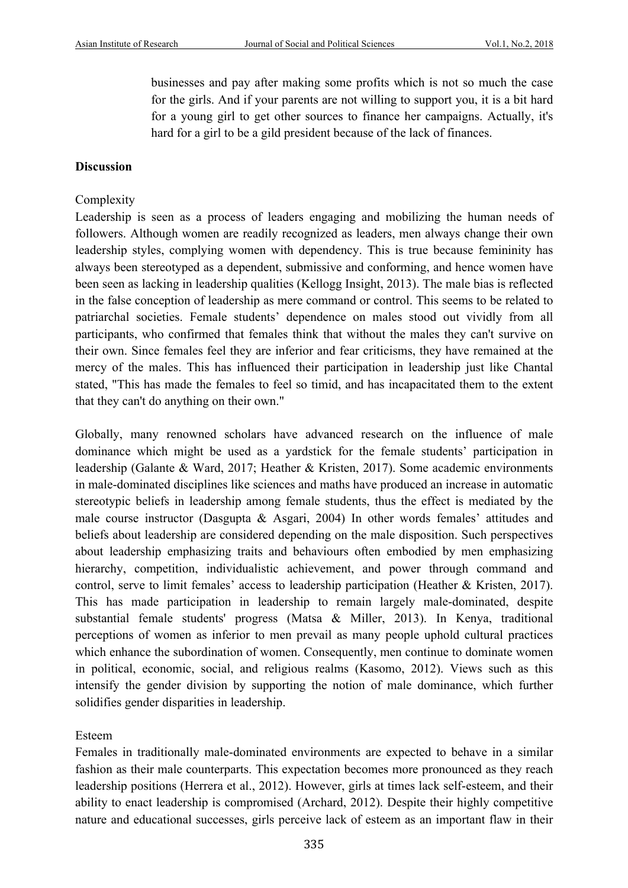businesses and pay after making some profits which is not so much the case for the girls. And if your parents are not willing to support you, it is a bit hard for a young girl to get other sources to finance her campaigns. Actually, it's hard for a girl to be a gild president because of the lack of finances.

## Discussion

### Complexity

Leadership is seen as a process of leaders engaging and mobilizing the human needs of followers. Although women are readily recognized as leaders, men always change their own leadership styles, complying women with dependency. This is true because femininity has always been stereotyped as a dependent, submissive and conforming, and hence women have been seen as lacking in leadership qualities (Kellogg Insight, 2013). The male bias is reflected in the false conception of leadership as mere command or control. This seems to be related to patriarchal societies. Female students' dependence on males stood out vividly from all participants, who confirmed that females think that without the males they can't survive on their own. Since females feel they are inferior and fear criticisms, they have remained at the mercy of the males. This has influenced their participation in leadership just like Chantal stated, "This has made the females to feel so timid, and has incapacitated them to the extent that they can't do anything on their own."

Globally, many renowned scholars have advanced research on the influence of male dominance which might be used as a yardstick for the female students' participation in leadership (Galante & Ward, 2017; Heather & Kristen, 2017). Some academic environments in male-dominated disciplines like sciences and maths have produced an increase in automatic stereotypic beliefs in leadership among female students, thus the effect is mediated by the male course instructor (Dasgupta & Asgari, 2004) In other words females' attitudes and beliefs about leadership are considered depending on the male disposition. Such perspectives about leadership emphasizing traits and behaviours often embodied by men emphasizing hierarchy, competition, individualistic achievement, and power through command and control, serve to limit females' access to leadership participation (Heather & Kristen, 2017). This has made participation in leadership to remain largely male-dominated, despite substantial female students' progress (Matsa & Miller, 2013). In Kenya, traditional perceptions of women as inferior to men prevail as many people uphold cultural practices which enhance the subordination of women. Consequently, men continue to dominate women in political, economic, social, and religious realms (Kasomo, 2012). Views such as this intensify the gender division by supporting the notion of male dominance, which further solidifies gender disparities in leadership.

### Esteem

Females in traditionally male-dominated environments are expected to behave in a similar fashion as their male counterparts. This expectation becomes more pronounced as they reach leadership positions (Herrera et al., 2012). However, girls at times lack self-esteem, and their ability to enact leadership is compromised (Archard, 2012). Despite their highly competitive nature and educational successes, girls perceive lack of esteem as an important flaw in their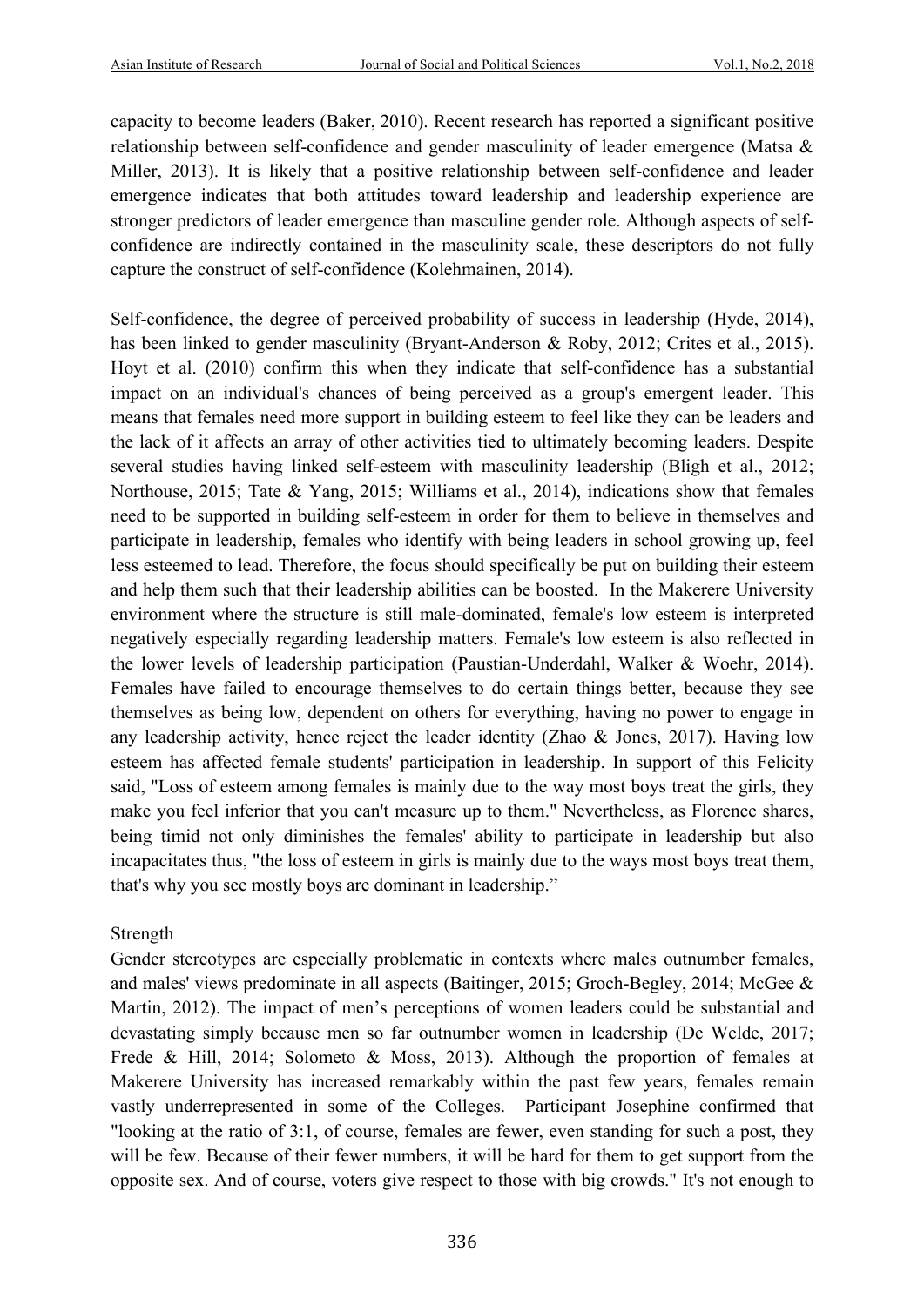capacity to become leaders (Baker, 2010). Recent research has reported a significant positive relationship between self-confidence and gender masculinity of leader emergence (Matsa & Miller, 2013). It is likely that a positive relationship between self-confidence and leader emergence indicates that both attitudes toward leadership and leadership experience are stronger predictors of leader emergence than masculine gender role. Although aspects of self-confidence are indirectly contained in the masculinity scale, these descriptors do not fully capture the construct of self-confidence (Kolehmainen, 2014).

Self-confidence, the degree of perceived probability of success in leadership (Hyde, 2014), has been linked to gender masculinity (Bryant-Anderson & Roby, 2012; Crites et al., 2015). Hoyt et al. (2010) confirm this when they indicate that self-confidence has a substantial impact on an individual's chances of being perceived as a group's emergent leader. This means that females need more support in building esteem to feel like they can be leaders and the lack of it affects an array of other activities tied to ultimately becoming leaders. Despite several studies having linked self-esteem with masculinity leadership (Bligh et al., 2012; Northouse, 2015; Tate & Yang, 2015; Williams et al., 2014), indications show that females need to be supported in building self-esteem in order for them to believe in themselves and participate in leadership, females who identify with being leaders in school growing up, feel less esteemed to lead. Therefore, the focus should specifically be put on building their esteem and help them such that their leadership abilities can be boosted. In the Makerere University environment where the structure is still male-dominated, female's low esteem is interpreted negatively especially regarding leadership matters. Female's low esteem is also reflected in the lower levels of leadership participation (Paustian-Underdahl, Walker & Woehr, 2014). Females have failed to encourage themselves to do certain things better, because they see themselves as being low, dependent on others for everything, having no power to engage in any leadership activity, hence reject the leader identity (Zhao & Jones, 2017). Having low esteem has affected female students' participation in leadership. In support of this Felicity said, "Loss of esteem among females is mainly due to the way most boys treat the girls, they make you feel inferior that you can't measure up to them." Nevertheless, as Florence shares, being timid not only diminishes the females' ability to participate in leadership but also incapacitates thus, "the loss of esteem in girls is mainly due to the ways most boys treat them, that's why you see mostly boys are dominant in leadership."

Strength

Gender stereotypes are especially problematic in contexts where males outnumber females, and males' views predominate in all aspects (Baitinger, 2015; Groch-Begley, 2014; McGee & Martin, 2012). The impact of men's perceptions of women leaders could be substantial and devastating simply because men so far outnumber women in leadership (De Welde, 2017; Frede & Hill, 2014; Solometo & Moss, 2013). Although the proportion of females at Makerere University has increased remarkably within the past few years, females remain vastly underrepresented in some of the Colleges. Participant Josephine confirmed that "looking at the ratio of 3:1, of course, females are fewer, even standing for such a post, they will be few. Because of their fewer numbers, it will be hard for them to get support from the opposite sex. And of course, voters give respect to those with big crowds." It's not enough to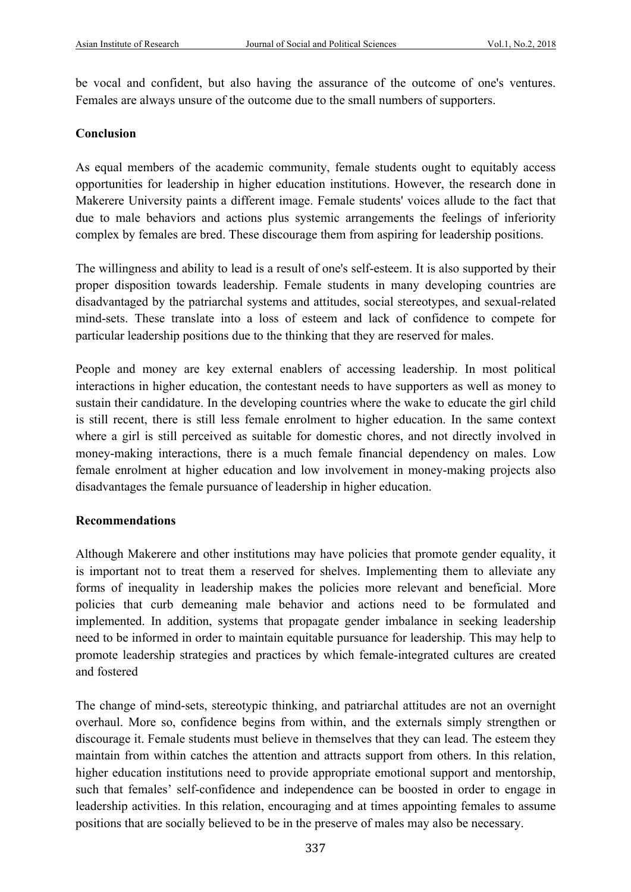be vocal and confident, but also having the assurance of the outcome of one's ventures. Females are always unsure of the outcome due to the small numbers of supporters.

## Conclusion

As equal members of the academic community, female students ought to equitably access opportunities for leadership in higher education institutions. However, the research done in Makerere University paints a different image. Female students' voices allude to the fact that due to male behaviors and actions plus systemic arrangements the feelings of inferiority complex by females are bred. These discourage them from aspiring for leadership positions.

The willingness and ability to lead is a result of one's self-esteem. It is also supported by their proper disposition towards leadership. Female students in many developing countries are disadvantaged by the patriarchal systems and attitudes, social stereotypes, and sexual-related mind-sets. These translate into a loss of esteem and lack of confidence to compete for particular leadership positions due to the thinking that they are reserved for males.

People and money are key external enablers of accessing leadership. In most political interactions in higher education, the contestant needs to have supporters as well as money to sustain their candidature. In the developing countries where the wake to educate the girl child is still recent, there is still less female enrolment to higher education. In the same context where a girl is still perceived as suitable for domestic chores, and not directly involved in money-making interactions, there is a much female financial dependency on males. Low female enrolment at higher education and low involvement in money-making projects also disadvantages the female pursuance of leadership in higher education.

## Recommendations

Although Makerere and other institutions may have policies that promote gender equality, it is important not to treat them a reserved for shelves. Implementing them to alleviate any forms of inequality in leadership makes the policies more relevant and beneficial. More policies that curb demeaning male behavior and actions need to be formulated and implemented. In addition, systems that propagate gender imbalance in seeking leadership need to be informed in order to maintain equitable pursuance for leadership. This may help to promote leadership strategies and practices by which female-integrated cultures are created and fostered

The change of mind-sets, stereotypic thinking, and patriarchal attitudes are not an overnight overhaul. More so, confidence begins from within, and the externals simply strengthen or discourage it. Female students must believe in themselves that they can lead. The esteem they maintain from within catches the attention and attracts support from others. In this relation, higher education institutions need to provide appropriate emotional support and mentorship, such that females' self-confidence and independence can be boosted in order to engage in leadership activities. In this relation, encouraging and at times appointing females to assume positions that are socially believed to be in the preserve of males may also be necessary.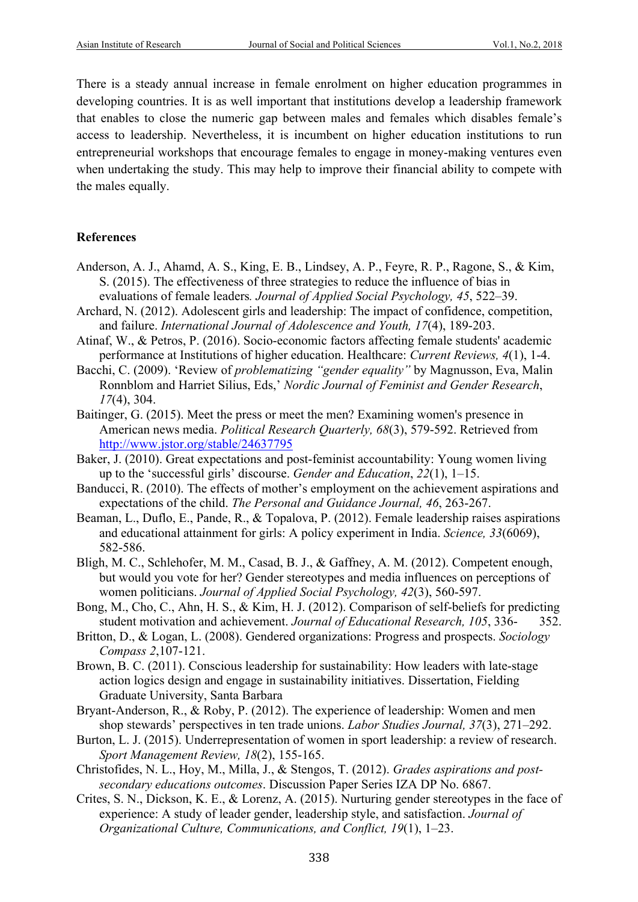There is a steady annual increase in female enrolment on higher education programmes in developing countries. It is as well important that institutions develop a leadership framework that enables to close the numeric gap between males and females which disables female's access to leadership. Nevertheless, it is incumbent on higher education institutions to run entrepreneurial workshops that encourage females to engage in money-making ventures even when undertaking the study. This may help to improve their financial ability to compete with the males equally.

**References**

Anderson, A. J., Ahamd, A. S., King, E. B., Lindsey, A. P., Feyre, R. P., Ragone, S., & Kim, S. (2015). The effectiveness of three strategies to reduce the influence of bias in evaluations of female leaders*. Journal of Applied Social Psychology, 45*, 522–39.

Archard, N. (2012). Adolescent girls and leadership: The impact of confidence, competition, and failure. *International Journal of Adolescence and Youth, 17*(4), 189-203.

Atinaf, W., & Petros, P. (2016). Socio-economic factors affecting female students' academic performance at Institutions of higher education. Healthcare: *Current Reviews, 4*(1), 1-4.

Bacchi, C. (2009). 'Review of *problematizing "gender equality"* by Magnusson, Eva, Malin Ronnblom and Harriet Silius, Eds,' *Nordic Journal of Feminist and Gender Research*, *17*(4), 304.

Baitinger, G. (2015). Meet the press or meet the men? Examining women's presence in American news media. *Political Research Quarterly, 68*(3), 579-592. Retrieved from http://www.jstor.org/stable/24637795

Baker, J. (2010). Great expectations and post-feminist accountability: Young women living up to the 'successful girls' discourse. *Gender and Education*, *22*(1), 1–15.

Banducci, R. (2010). The effects of mother's employment on the achievement aspirations and expectations of the child. *The Personal and Guidance Journal, 46*, 263-267.

Beaman, L., Duflo, E., Pande, R., & Topalova, P. (2012). Female leadership raises aspirations and educational attainment for girls: A policy experiment in India. *Science, 33*(6069), 582-586.

Bligh, M. C., Schlehofer, M. M., Casad, B. J., & Gaffney, A. M. (2012). Competent enough, but would you vote for her? Gender stereotypes and media influences on perceptions of women politicians. *Journal of Applied Social Psychology, 42*(3), 560-597.

Bong, M., Cho, C., Ahn, H. S., & Kim, H. J. (2012). Comparison of self-beliefs for predicting student motivation and achievement. *Journal of Educational Research, 105*, 336- 352.

Britton, D., & Logan, L. (2008). Gendered organizations: Progress and prospects. *Sociology Compass 2*,107-121.

Brown, B. C. (2011). Conscious leadership for sustainability: How leaders with late-stage action logics design and engage in sustainability initiatives. Dissertation, Fielding Graduate University, Santa Barbara

Bryant-Anderson, R., & Roby, P. (2012). The experience of leadership: Women and men shop stewards' perspectives in ten trade unions. *Labor Studies Journal, 37*(3), 271–292.

Burton, L. J. (2015). Underrepresentation of women in sport leadership: a review of research. *Sport Management Review, 18*(2), 155-165.

Christofides, N. L., Hoy, M., Milla, J., & Stengos, T. (2012). *Grades aspirations and post-secondary educations outcomes*. Discussion Paper Series IZA DP No. 6867.

Crites, S. N., Dickson, K. E., & Lorenz, A. (2015). Nurturing gender stereotypes in the face of experience: A study of leader gender, leadership style, and satisfaction. *Journal of Organizational Culture, Communications, and Conflict, 19*(1), 1–23.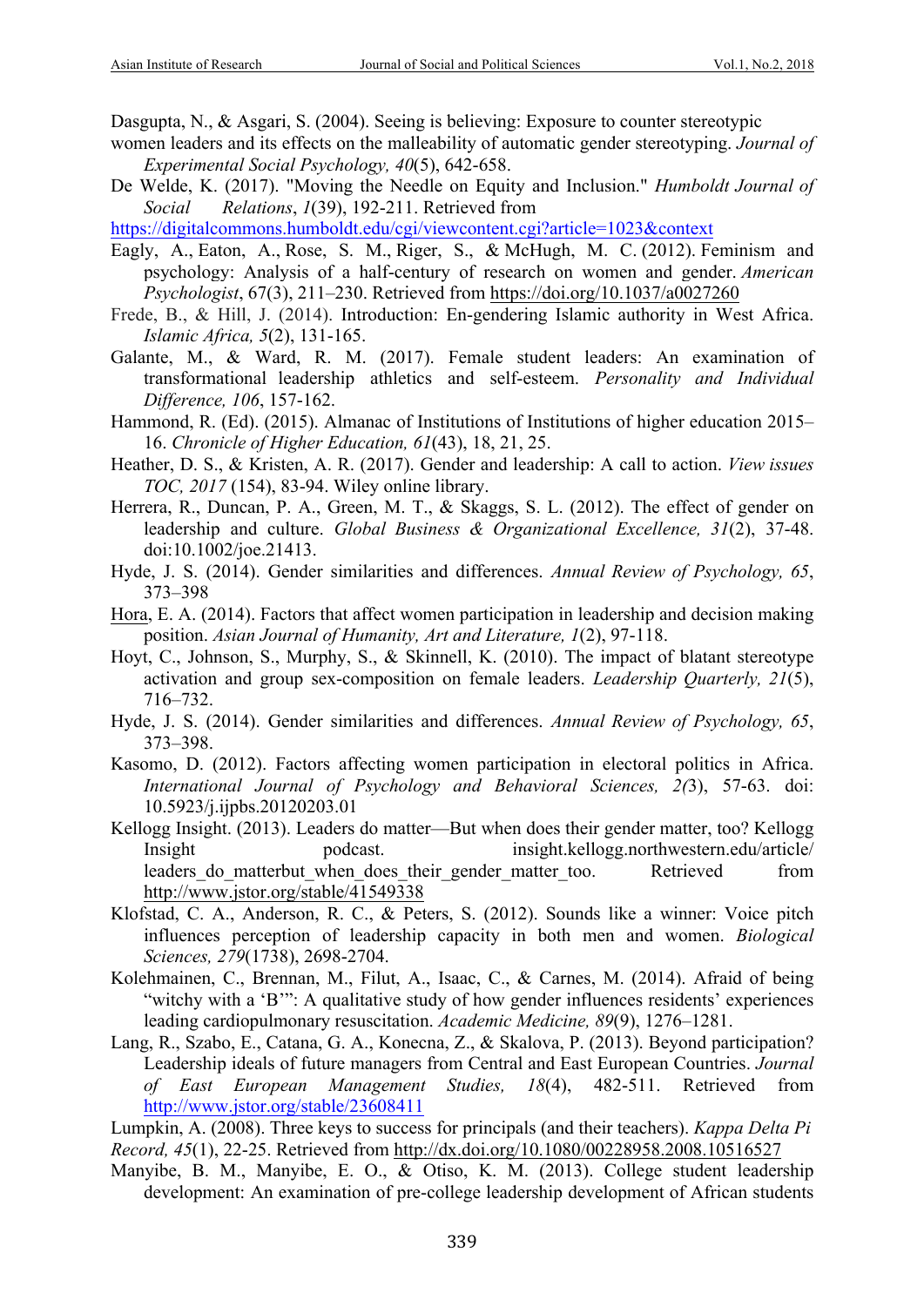Dasgupta, N., & Asgari, S. (2004). Seeing is believing: Exposure to counter stereotypic women leaders and its effects on the malleability of automatic gender stereotyping. *Journal of Experimental Social Psychology, 40*(5), 642-658.

De Welde, K. (2017). "Moving the Needle on Equity and Inclusion." *Humboldt Journal of Social Relations*, *1*(39), 192-211. Retrieved from https://digitalcommons.humboldt.edu/cgi/viewcontent.cgi?article=1023&context

Eagly, A., Eaton, A., Rose, S. M., Riger, S., & McHugh, M. C. (2012). Feminism and psychology: Analysis of a half-century of research on women and gender. *American Psychologist*, 67(3), 211–230. Retrieved from https://doi.org/10.1037/a0027260

Frede, B., & Hill, J. (2014). Introduction: En-gendering Islamic authority in West Africa. *Islamic Africa, 5*(2), 131-165.

Galante, M., & Ward, R. M. (2017). Female student leaders: An examination of transformational leadership athletics and self-esteem. *Personality and Individual Difference, 106*, 157-162.

Hammond, R. (Ed). (2015). Almanac of Institutions of Institutions of higher education 2015–16. *Chronicle of Higher Education, 61*(43), 18, 21, 25.

Heather, D. S., & Kristen, A. R. (2017). Gender and leadership: A call to action. *View issues TOC, 2017* (154), 83-94. Wiley online library.

Herrera, R., Duncan, P. A., Green, M. T., & Skaggs, S. L. (2012). The effect of gender on leadership and culture. *Global Business & Organizational Excellence, 31*(2), 37-48. doi:10.1002/joe.21413.

Hyde, J. S. (2014). Gender similarities and differences. *Annual Review of Psychology, 65*, 373–398

Hora, E. A. (2014). Factors that affect women participation in leadership and decision making position. *Asian Journal of Humanity, Art and Literature, 1*(2), 97-118.

Hoyt, C., Johnson, S., Murphy, S., & Skinnell, K. (2010). The impact of blatant stereotype activation and group sex-composition on female leaders. *Leadership Quarterly, 21*(5), 716–732.

Hyde, J. S. (2014). Gender similarities and differences. *Annual Review of Psychology, 65*, 373–398.

Kasomo, D. (2012). Factors affecting women participation in electoral politics in Africa. *International Journal of Psychology and Behavioral Sciences, 2(*3), 57-63. doi: 10.5923/j.ijpbs.20120203.01

Kellogg Insight. (2013). Leaders do matter—But when does their gender matter, too? Kellogg Insight podcast. insight.kellogg.northwestern.edu/article/ leaders_do_matterbut_when_does_their_gender_matter_too. Retrieved from http://www.jstor.org/stable/41549338

Klofstad, C. A., Anderson, R. C., & Peters, S. (2012). Sounds like a winner: Voice pitch influences perception of leadership capacity in both men and women. *Biological Sciences, 279*(1738), 2698-2704.

Kolehmainen, C., Brennan, M., Filut, A., Isaac, C., & Carnes, M. (2014). Afraid of being "witchy with a 'B'": A qualitative study of how gender influences residents' experiences leading cardiopulmonary resuscitation. *Academic Medicine, 89*(9), 1276–1281.

Lang, R., Szabo, E., Catana, G. A., Konecna, Z., & Skalova, P. (2013). Beyond participation? Leadership ideals of future managers from Central and East European Countries. *Journal of East European Management Studies, 18*(4), 482-511. Retrieved from http://www.jstor.org/stable/23608411

Lumpkin, A. (2008). Three keys to success for principals (and their teachers). *Kappa Delta Pi Record, 45*(1), 22-25. Retrieved from http://dx.doi.org/10.1080/00228958.2008.10516527

Manyibe, B. M., Manyibe, E. O., & Otiso, K. M. (2013). College student leadership development: An examination of pre-college leadership development of African students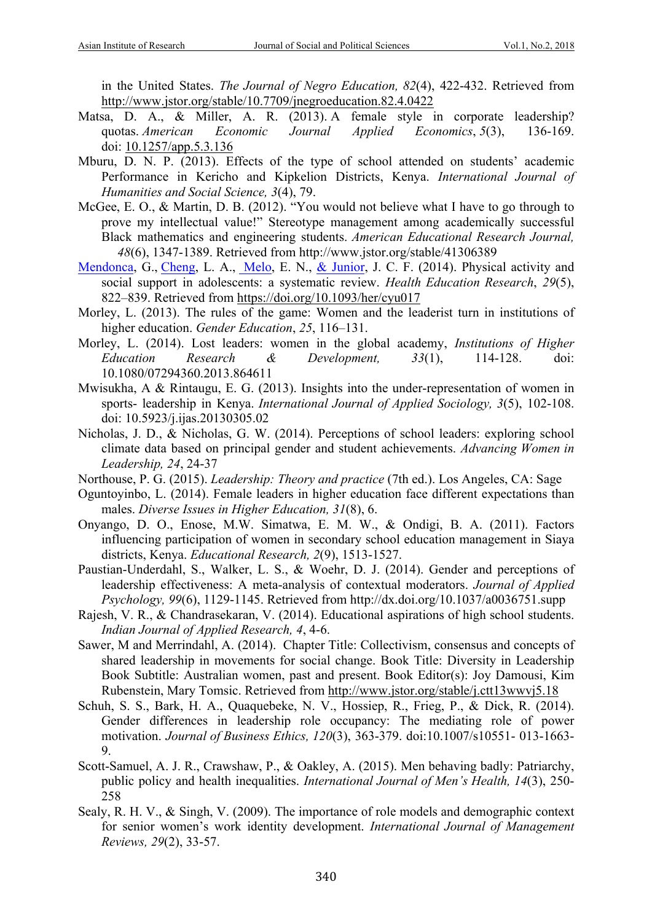in the United States. *The Journal of Negro Education, 82*(4), 422-432. Retrieved from http://www.jstor.org/stable/10.7709/jnegroeducation.82.4.0422

Matsa, D. A., & Miller, A. R. (2013). A female style in corporate leadership? quotas. *American Economic Journal Applied Economics*, *5*(3), 136-169. doi: 10.1257/app.5.3.136

Mburu, D. N. P. (2013). Effects of the type of school attended on students' academic Performance in Kericho and Kipkelion Districts, Kenya. *International Journal of Humanities and Social Science, 3*(4), 79.

McGee, E. O., & Martin, D. B. (2012). "You would not believe what I have to go through to prove my intellectual value!" Stereotype management among academically successful Black mathematics and engineering students. *American Educational Research Journal, 48*(6), 1347-1389. Retrieved from http://www.jstor.org/stable/41306389

Mendonca, G., Cheng, L. A., Melo, E. N., & Junior, J. C. F. (2014). Physical activity and social support in adolescents: a systematic review. *Health Education Research*, *29*(5), 822–839. Retrieved from https://doi.org/10.1093/her/cyu017

Morley, L. (2013). The rules of the game: Women and the leaderist turn in institutions of higher education. *Gender Education*, *25*, 116–131.

Morley, L. (2014). Lost leaders: women in the global academy, *Institutions of Higher Education Research & Development, 33*(1), 114-128. doi: 10.1080/07294360.2013.864611

Mwisukha, A & Rintaugu, E. G. (2013). Insights into the under-representation of women in sports- leadership in Kenya. *International Journal of Applied Sociology, 3*(5), 102-108. doi: 10.5923/j.ijas.20130305.02

Nicholas, J. D., & Nicholas, G. W. (2014). Perceptions of school leaders: exploring school climate data based on principal gender and student achievements. *Advancing Women in Leadership, 24*, 24-37

Northouse, P. G. (2015). *Leadership: Theory and practice* (7th ed.). Los Angeles, CA: Sage

Oguntoyinbo, L. (2014). Female leaders in higher education face different expectations than males. *Diverse Issues in Higher Education, 31*(8), 6.

Onyango, D. O., Enose, M.W. Simatwa, E. M. W., & Ondigi, B. A. (2011). Factors influencing participation of women in secondary school education management in Siaya districts, Kenya. *Educational Research, 2*(9), 1513-1527.

Paustian-Underdahl, S., Walker, L. S., & Woehr, D. J. (2014). Gender and perceptions of leadership effectiveness: A meta-analysis of contextual moderators. *Journal of Applied Psychology, 99*(6), 1129-1145. Retrieved from http://dx.doi.org/10.1037/a0036751.supp

Rajesh, V. R., & Chandrasekaran, V. (2014). Educational aspirations of high school students. *Indian Journal of Applied Research, 4*, 4-6.

Sawer, M and Merrindahl, A. (2014). Chapter Title: Collectivism, consensus and concepts of shared leadership in movements for social change. Book Title: Diversity in Leadership Book Subtitle: Australian women, past and present. Book Editor(s): Joy Damousi, Kim Rubenstein, Mary Tomsic. Retrieved from http://www.jstor.org/stable/j.ctt13wwvj5.18

Schuh, S. S., Bark, H. A., Quaquebeke, N. V., Hossiep, R., Frieg, P., & Dick, R. (2014). Gender differences in leadership role occupancy: The mediating role of power motivation. *Journal of Business Ethics, 120*(3), 363-379. doi:10.1007/s10551- 013-1663-9.

Scott-Samuel, A. J. R., Crawshaw, P., & Oakley, A. (2015). Men behaving badly: Patriarchy, public policy and health inequalities. *International Journal of Men's Health, 14*(3), 250-258

Sealy, R. H. V., & Singh, V. (2009). The importance of role models and demographic context for senior women's work identity development. *International Journal of Management Reviews, 29*(2), 33-57.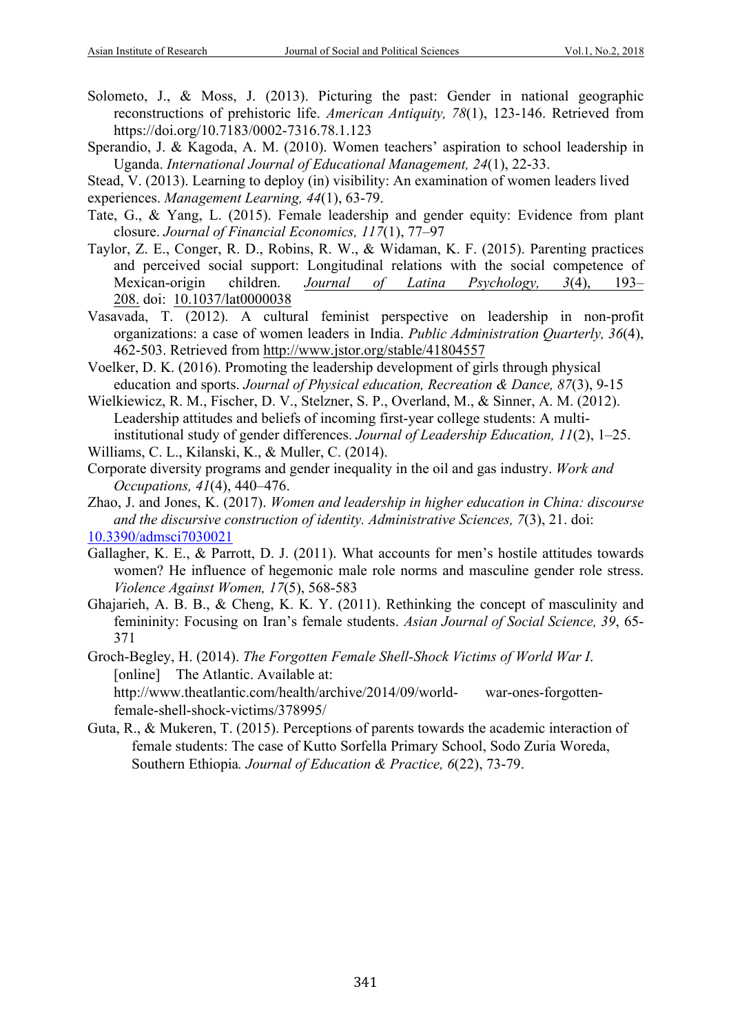Solometo, J., & Moss, J. (2013). Picturing the past: Gender in national geographic reconstructions of prehistoric life. *American Antiquity, 78*(1), 123-146. Retrieved from https://doi.org/10.7183/0002-7316.78.1.123

Sperandio, J. & Kagoda, A. M. (2010). Women teachers' aspiration to school leadership in Uganda. *International Journal of Educational Management, 24*(1), 22-33.

Stead, V. (2013). Learning to deploy (in) visibility: An examination of women leaders lived experiences. *Management Learning, 44*(1), 63-79.

Tate, G., & Yang, L. (2015). Female leadership and gender equity: Evidence from plant closure. *Journal of Financial Economics, 117*(1), 77–97

Taylor, Z. E., Conger, R. D., Robins, R. W., & Widaman, K. F. (2015). Parenting practices and perceived social support: Longitudinal relations with the social competence of Mexican-origin children. *Journal of Latina Psychology, 3*(4), 193–208. doi: 10.1037/lat0000038

Vasavada, T. (2012). A cultural feminist perspective on leadership in non-profit organizations: a case of women leaders in India. *Public Administration Quarterly, 36*(4), 462-503. Retrieved from http://www.jstor.org/stable/41804557

Voelker, D. K. (2016). Promoting the leadership development of girls through physical education and sports. *Journal of Physical education, Recreation & Dance, 87*(3), 9-15

Wielkiewicz, R. M., Fischer, D. V., Stelzner, S. P., Overland, M., & Sinner, A. M. (2012). Leadership attitudes and beliefs of incoming first-year college students: A multi-institutional study of gender differences. *Journal of Leadership Education, 11*(2), 1–25.

Williams, C. L., Kilanski, K., & Muller, C. (2014). Corporate diversity programs and gender inequality in the oil and gas industry. *Work and Occupations, 41*(4), 440–476.

Zhao, J. and Jones, K. (2017). *Women and leadership in higher education in China: discourse and the discursive construction of identity. Administrative Sciences, 7*(3), 21. doi: 10.3390/admsci7030021

Gallagher, K. E., & Parrott, D. J. (2011). What accounts for men's hostile attitudes towards women? He influence of hegemonic male role norms and masculine gender role stress. *Violence Against Women, 17*(5), 568-583

Ghajarieh, A. B. B., & Cheng, K. K. Y. (2011). Rethinking the concept of masculinity and femininity: Focusing on Iran's female students. *Asian Journal of Social Science, 39*, 65-371

Groch-Begley, H. (2014). *The Forgotten Female Shell-Shock Victims of World War I.* [online] The Atlantic. Available at: http://www.theatlantic.com/health/archive/2014/09/world- war-ones-forgotten-female-shell-shock-victims/378995/

Guta, R., & Mukeren, T. (2015). Perceptions of parents towards the academic interaction of female students: The case of Kutto Sorfella Primary School, Sodo Zuria Woreda, Southern Ethiopia. *Journal of Education & Practice, 6*(22), 73-79.